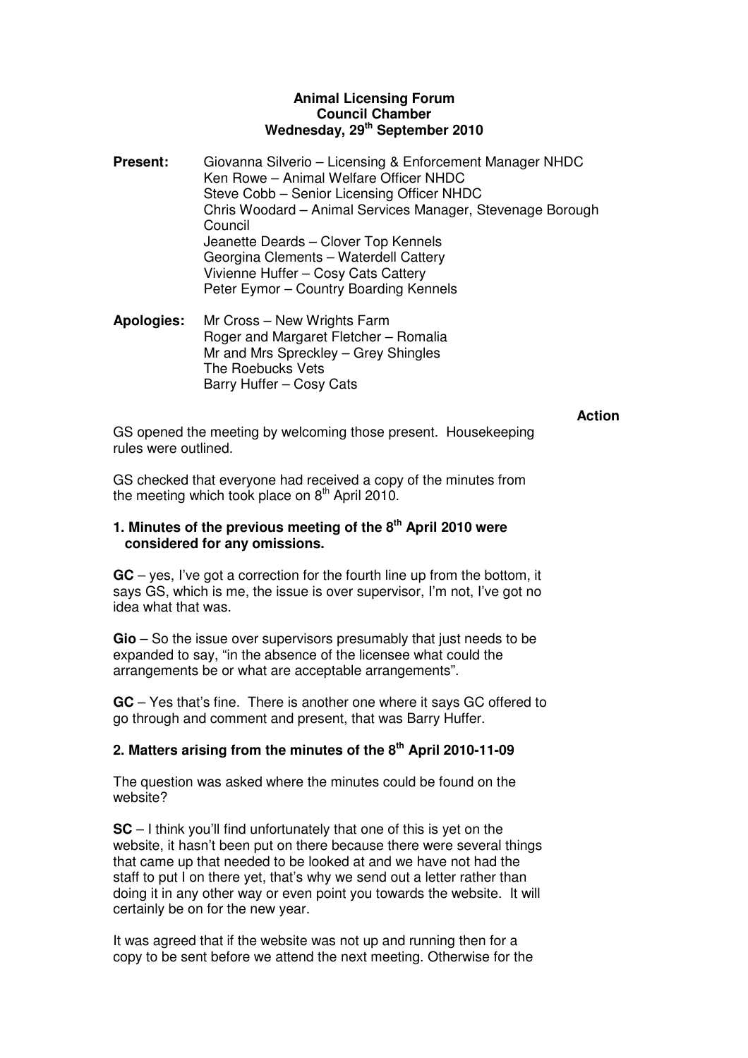**Animal Licensing Forum**
**Council Chamber**
**Wednesday, 29th September 2010**

**Present:** Giovanna Silverio – Licensing & Enforcement Manager NHDC
Ken Rowe – Animal Welfare Officer NHDC
Steve Cobb – Senior Licensing Officer NHDC
Chris Woodard – Animal Services Manager, Stevenage Borough Council
Jeanette Deards – Clover Top Kennels
Georgina Clements – Waterdell Cattery
Vivienne Huffer – Cosy Cats Cattery
Peter Eymor – Country Boarding Kennels

**Apologies:** Mr Cross – New Wrights Farm
Roger and Margaret Fletcher – Romalia
Mr and Mrs Spreckley – Grey Shingles
The Roebucks Vets
Barry Huffer – Cosy Cats

**Action**

GS opened the meeting by welcoming those present. Housekeeping rules were outlined.

GS checked that everyone had received a copy of the minutes from the meeting which took place on 8th April 2010.

**1. Minutes of the previous meeting of the 8th April 2010 were considered for any omissions.**

**GC** – yes, I've got a correction for the fourth line up from the bottom, it says GS, which is me, the issue is over supervisor, I'm not, I've got no idea what that was.

**Gio** – So the issue over supervisors presumably that just needs to be expanded to say, "in the absence of the licensee what could the arrangements be or what are acceptable arrangements".

**GC** – Yes that's fine. There is another one where it says GC offered to go through and comment and present, that was Barry Huffer.

**2. Matters arising from the minutes of the 8th April 2010-11-09**

The question was asked where the minutes could be found on the website?

**SC** – I think you'll find unfortunately that one of this is yet on the website, it hasn't been put on there because there were several things that came up that needed to be looked at and we have not had the staff to put I on there yet, that's why we send out a letter rather than doing it in any other way or even point you towards the website. It will certainly be on for the new year.

It was agreed that if the website was not up and running then for a copy to be sent before we attend the next meeting. Otherwise for the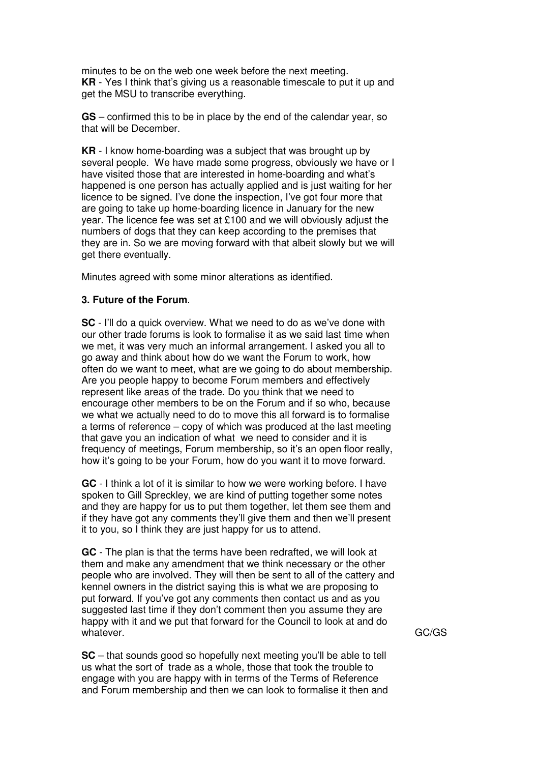minutes to be on the web one week before the next meeting.
**KR** - Yes I think that's giving us a reasonable timescale to put it up and get the MSU to transcribe everything.

**GS** – confirmed this to be in place by the end of the calendar year, so that will be December.

**KR** - I know home-boarding was a subject that was brought up by several people. We have made some progress, obviously we have or I have visited those that are interested in home-boarding and what's happened is one person has actually applied and is just waiting for her licence to be signed. I've done the inspection, I've got four more that are going to take up home-boarding licence in January for the new year. The licence fee was set at £100 and we will obviously adjust the numbers of dogs that they can keep according to the premises that they are in. So we are moving forward with that albeit slowly but we will get there eventually.

Minutes agreed with some minor alterations as identified.

**3. Future of the Forum**.

**SC** - I'll do a quick overview. What we need to do as we've done with our other trade forums is look to formalise it as we said last time when we met, it was very much an informal arrangement. I asked you all to go away and think about how do we want the Forum to work, how often do we want to meet, what are we going to do about membership. Are you people happy to become Forum members and effectively represent like areas of the trade. Do you think that we need to encourage other members to be on the Forum and if so who, because we what we actually need to do to move this all forward is to formalise a terms of reference – copy of which was produced at the last meeting that gave you an indication of what we need to consider and it is frequency of meetings, Forum membership, so it's an open floor really, how it's going to be your Forum, how do you want it to move forward.

**GC** - I think a lot of it is similar to how we were working before. I have spoken to Gill Spreckley, we are kind of putting together some notes and they are happy for us to put them together, let them see them and if they have got any comments they'll give them and then we'll present it to you, so I think they are just happy for us to attend.

**GC** - The plan is that the terms have been redrafted, we will look at them and make any amendment that we think necessary or the other people who are involved. They will then be sent to all of the cattery and kennel owners in the district saying this is what we are proposing to put forward. If you've got any comments then contact us and as you suggested last time if they don't comment then you assume they are happy with it and we put that forward for the Council to look at and do whatever. GC/GS

**SC** – that sounds good so hopefully next meeting you'll be able to tell us what the sort of trade as a whole, those that took the trouble to engage with you are happy with in terms of the Terms of Reference and Forum membership and then we can look to formalise it then and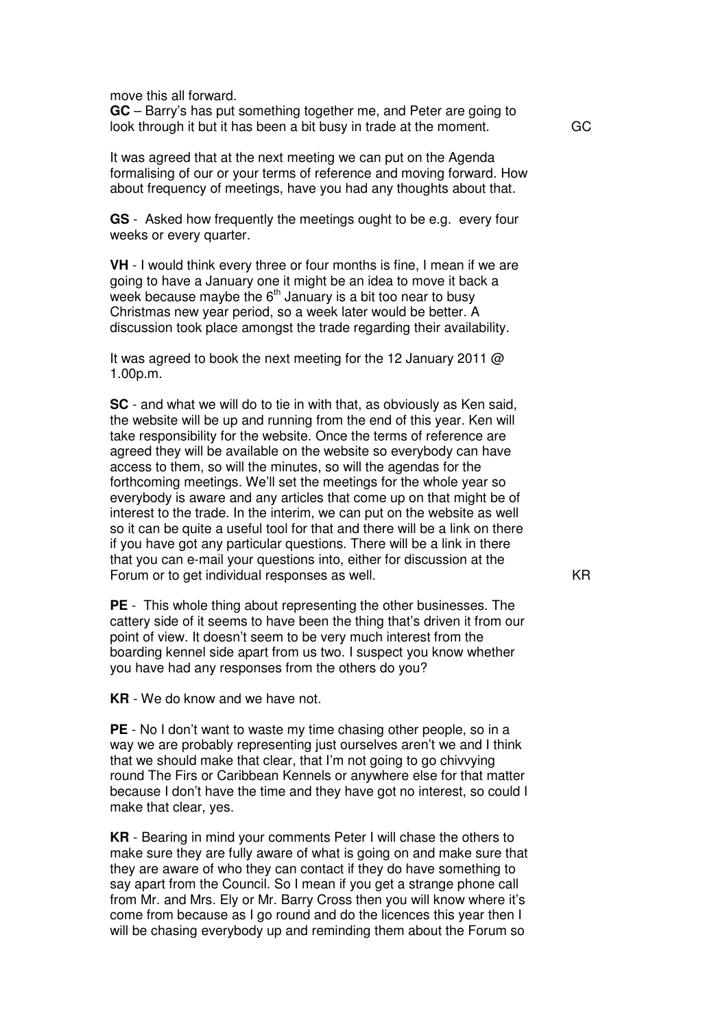move this all forward.

**GC** – Barry's has put something together me, and Peter are going to look through it but it has been a bit busy in trade at the moment. GC

It was agreed that at the next meeting we can put on the Agenda formalising of our or your terms of reference and moving forward. How about frequency of meetings, have you had any thoughts about that.

**GS** - Asked how frequently the meetings ought to be e.g. every four weeks or every quarter.

**VH** - I would think every three or four months is fine, I mean if we are going to have a January one it might be an idea to move it back a week because maybe the 6th January is a bit too near to busy Christmas new year period, so a week later would be better. A discussion took place amongst the trade regarding their availability.

It was agreed to book the next meeting for the 12 January 2011 @ 1.00p.m.

**SC** - and what we will do to tie in with that, as obviously as Ken said, the website will be up and running from the end of this year. Ken will take responsibility for the website. Once the terms of reference are agreed they will be available on the website so everybody can have access to them, so will the minutes, so will the agendas for the forthcoming meetings. We'll set the meetings for the whole year so everybody is aware and any articles that come up on that might be of interest to the trade. In the interim, we can put on the website as well so it can be quite a useful tool for that and there will be a link on there if you have got any particular questions. There will be a link in there that you can e-mail your questions into, either for discussion at the Forum or to get individual responses as well. KR

**PE** - This whole thing about representing the other businesses. The cattery side of it seems to have been the thing that's driven it from our point of view. It doesn't seem to be very much interest from the boarding kennel side apart from us two. I suspect you know whether you have had any responses from the others do you?

**KR** - We do know and we have not.

**PE** - No I don't want to waste my time chasing other people, so in a way we are probably representing just ourselves aren't we and I think that we should make that clear, that I'm not going to go chivvying round The Firs or Caribbean Kennels or anywhere else for that matter because I don't have the time and they have got no interest, so could I make that clear, yes.

**KR** - Bearing in mind your comments Peter I will chase the others to make sure they are fully aware of what is going on and make sure that they are aware of who they can contact if they do have something to say apart from the Council. So I mean if you get a strange phone call from Mr. and Mrs. Ely or Mr. Barry Cross then you will know where it's come from because as I go round and do the licences this year then I will be chasing everybody up and reminding them about the Forum so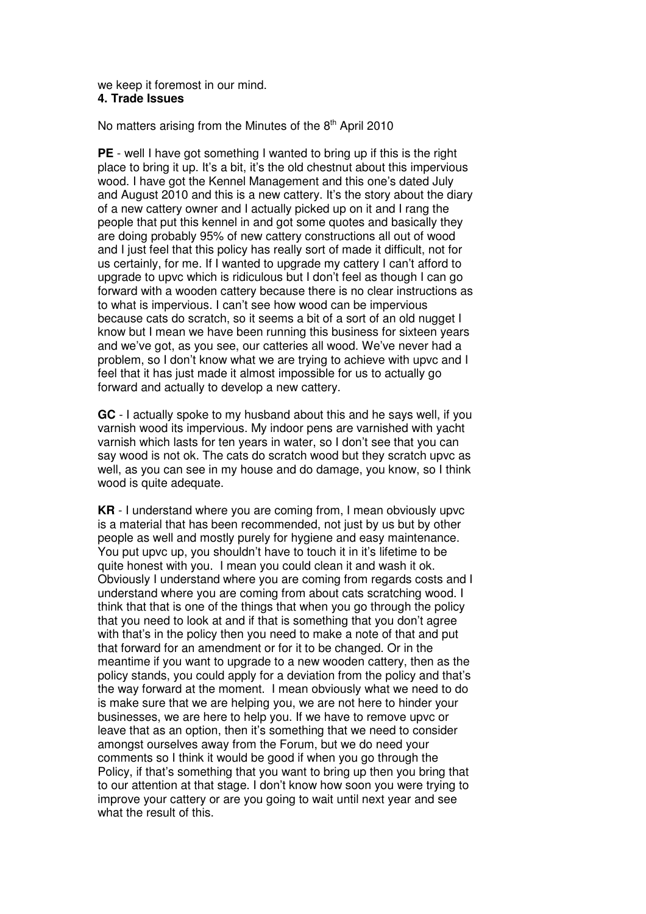we keep it foremost in our mind.

**4. Trade Issues**

No matters arising from the Minutes of the 8th April 2010

**PE** - well I have got something I wanted to bring up if this is the right place to bring it up. It's a bit, it's the old chestnut about this impervious wood. I have got the Kennel Management and this one's dated July and August 2010 and this is a new cattery. It's the story about the diary of a new cattery owner and I actually picked up on it and I rang the people that put this kennel in and got some quotes and basically they are doing probably 95% of new cattery constructions all out of wood and I just feel that this policy has really sort of made it difficult, not for us certainly, for me. If I wanted to upgrade my cattery I can't afford to upgrade to upvc which is ridiculous but I don't feel as though I can go forward with a wooden cattery because there is no clear instructions as to what is impervious. I can't see how wood can be impervious because cats do scratch, so it seems a bit of a sort of an old nugget I know but I mean we have been running this business for sixteen years and we've got, as you see, our catteries all wood. We've never had a problem, so I don't know what we are trying to achieve with upvc and I feel that it has just made it almost impossible for us to actually go forward and actually to develop a new cattery.

**GC** - I actually spoke to my husband about this and he says well, if you varnish wood its impervious. My indoor pens are varnished with yacht varnish which lasts for ten years in water, so I don't see that you can say wood is not ok. The cats do scratch wood but they scratch upvc as well, as you can see in my house and do damage, you know, so I think wood is quite adequate.

**KR** - I understand where you are coming from, I mean obviously upvc is a material that has been recommended, not just by us but by other people as well and mostly purely for hygiene and easy maintenance. You put upvc up, you shouldn't have to touch it in it's lifetime to be quite honest with you. I mean you could clean it and wash it ok. Obviously I understand where you are coming from regards costs and I understand where you are coming from about cats scratching wood. I think that that is one of the things that when you go through the policy that you need to look at and if that is something that you don't agree with that's in the policy then you need to make a note of that and put that forward for an amendment or for it to be changed. Or in the meantime if you want to upgrade to a new wooden cattery, then as the policy stands, you could apply for a deviation from the policy and that's the way forward at the moment. I mean obviously what we need to do is make sure that we are helping you, we are not here to hinder your businesses, we are here to help you. If we have to remove upvc or leave that as an option, then it's something that we need to consider amongst ourselves away from the Forum, but we do need your comments so I think it would be good if when you go through the Policy, if that's something that you want to bring up then you bring that to our attention at that stage. I don't know how soon you were trying to improve your cattery or are you going to wait until next year and see what the result of this.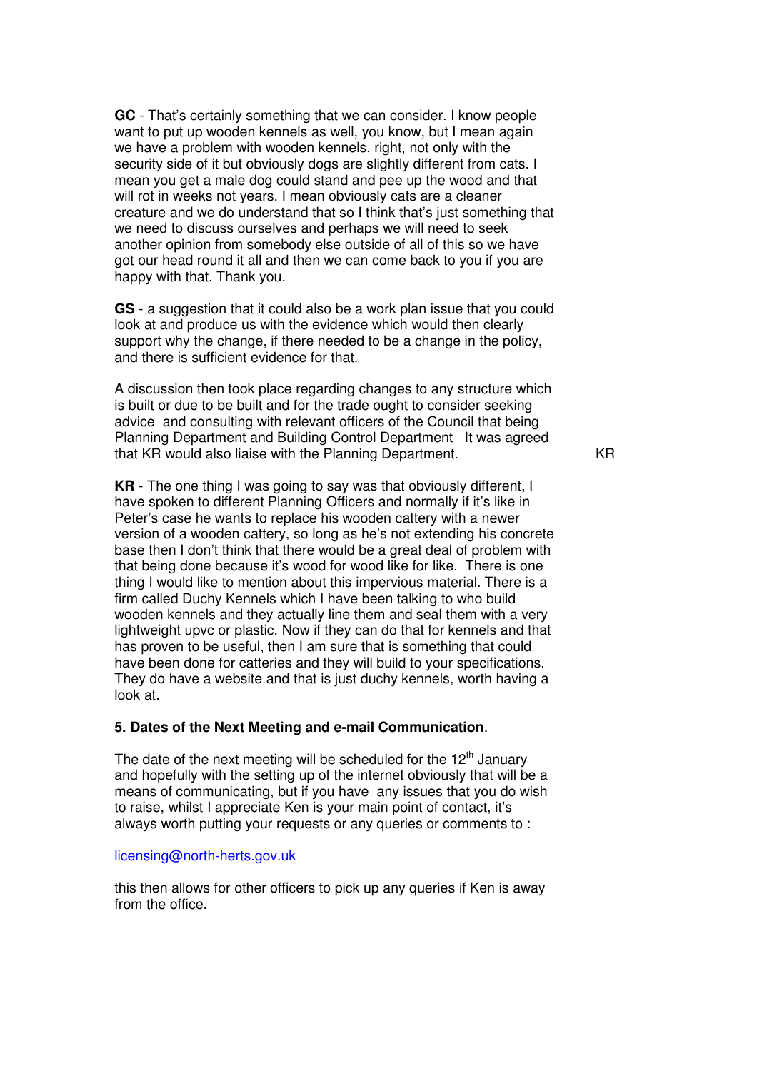**GC** - That's certainly something that we can consider. I know people want to put up wooden kennels as well, you know, but I mean again we have a problem with wooden kennels, right, not only with the security side of it but obviously dogs are slightly different from cats. I mean you get a male dog could stand and pee up the wood and that will rot in weeks not years. I mean obviously cats are a cleaner creature and we do understand that so I think that's just something that we need to discuss ourselves and perhaps we will need to seek another opinion from somebody else outside of all of this so we have got our head round it all and then we can come back to you if you are happy with that. Thank you.

**GS** - a suggestion that it could also be a work plan issue that you could look at and produce us with the evidence which would then clearly support why the change, if there needed to be a change in the policy, and there is sufficient evidence for that.

A discussion then took place regarding changes to any structure which is built or due to be built and for the trade ought to consider seeking advice and consulting with relevant officers of the Council that being Planning Department and Building Control Department It was agreed that KR would also liaise with the Planning Department. KR

**KR** - The one thing I was going to say was that obviously different, I have spoken to different Planning Officers and normally if it's like in Peter's case he wants to replace his wooden cattery with a newer version of a wooden cattery, so long as he's not extending his concrete base then I don't think that there would be a great deal of problem with that being done because it's wood for wood like for like. There is one thing I would like to mention about this impervious material. There is a firm called Duchy Kennels which I have been talking to who build wooden kennels and they actually line them and seal them with a very lightweight upvc or plastic. Now if they can do that for kennels and that has proven to be useful, then I am sure that is something that could have been done for catteries and they will build to your specifications. They do have a website and that is just duchy kennels, worth having a look at.

**5. Dates of the Next Meeting and e-mail Communication**.

The date of the next meeting will be scheduled for the 12th January and hopefully with the setting up of the internet obviously that will be a means of communicating, but if you have any issues that you do wish to raise, whilst I appreciate Ken is your main point of contact, it's always worth putting your requests or any queries or comments to :

licensing@north-herts.gov.uk

this then allows for other officers to pick up any queries if Ken is away from the office.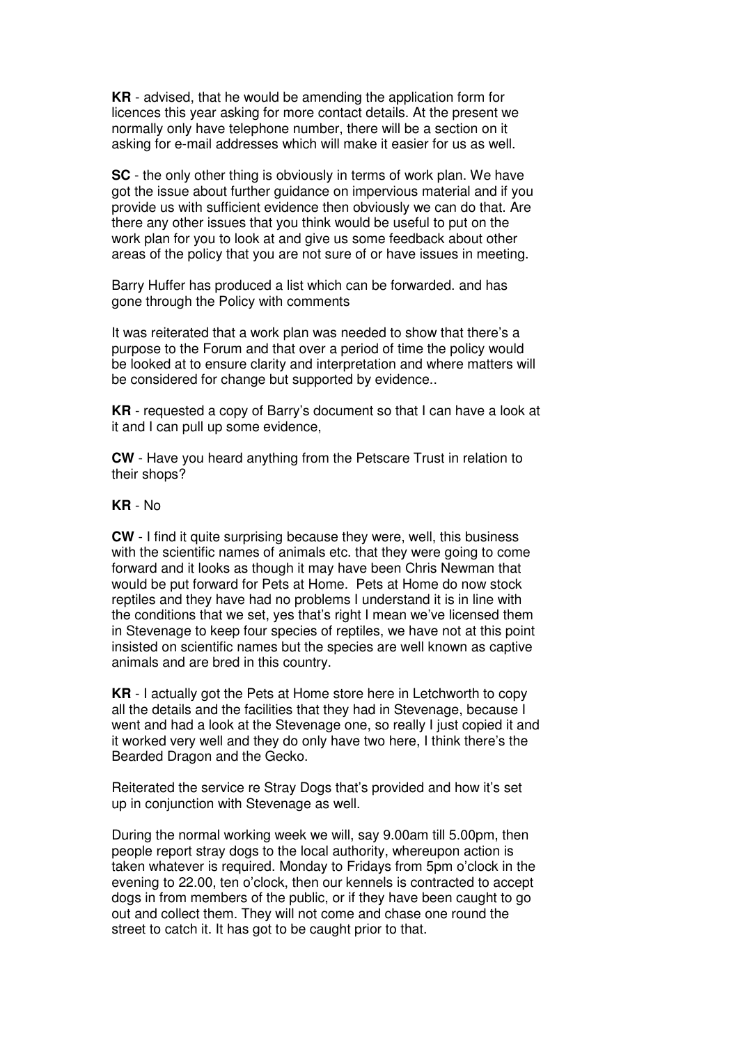**KR** - advised, that he would be amending the application form for licences this year asking for more contact details. At the present we normally only have telephone number, there will be a section on it asking for e-mail addresses which will make it easier for us as well.

**SC** - the only other thing is obviously in terms of work plan. We have got the issue about further guidance on impervious material and if you provide us with sufficient evidence then obviously we can do that. Are there any other issues that you think would be useful to put on the work plan for you to look at and give us some feedback about other areas of the policy that you are not sure of or have issues in meeting.

Barry Huffer has produced a list which can be forwarded. and has gone through the Policy with comments

It was reiterated that a work plan was needed to show that there's a purpose to the Forum and that over a period of time the policy would be looked at to ensure clarity and interpretation and where matters will be considered for change but supported by evidence..

**KR** - requested a copy of Barry's document so that I can have a look at it and I can pull up some evidence,

**CW** - Have you heard anything from the Petscare Trust in relation to their shops?

**KR** - No

**CW** - I find it quite surprising because they were, well, this business with the scientific names of animals etc. that they were going to come forward and it looks as though it may have been Chris Newman that would be put forward for Pets at Home. Pets at Home do now stock reptiles and they have had no problems I understand it is in line with the conditions that we set, yes that's right I mean we've licensed them in Stevenage to keep four species of reptiles, we have not at this point insisted on scientific names but the species are well known as captive animals and are bred in this country.

**KR** - I actually got the Pets at Home store here in Letchworth to copy all the details and the facilities that they had in Stevenage, because I went and had a look at the Stevenage one, so really I just copied it and it worked very well and they do only have two here, I think there's the Bearded Dragon and the Gecko.

Reiterated the service re Stray Dogs that's provided and how it's set up in conjunction with Stevenage as well.

During the normal working week we will, say 9.00am till 5.00pm, then people report stray dogs to the local authority, whereupon action is taken whatever is required. Monday to Fridays from 5pm o'clock in the evening to 22.00, ten o'clock, then our kennels is contracted to accept dogs in from members of the public, or if they have been caught to go out and collect them. They will not come and chase one round the street to catch it. It has got to be caught prior to that.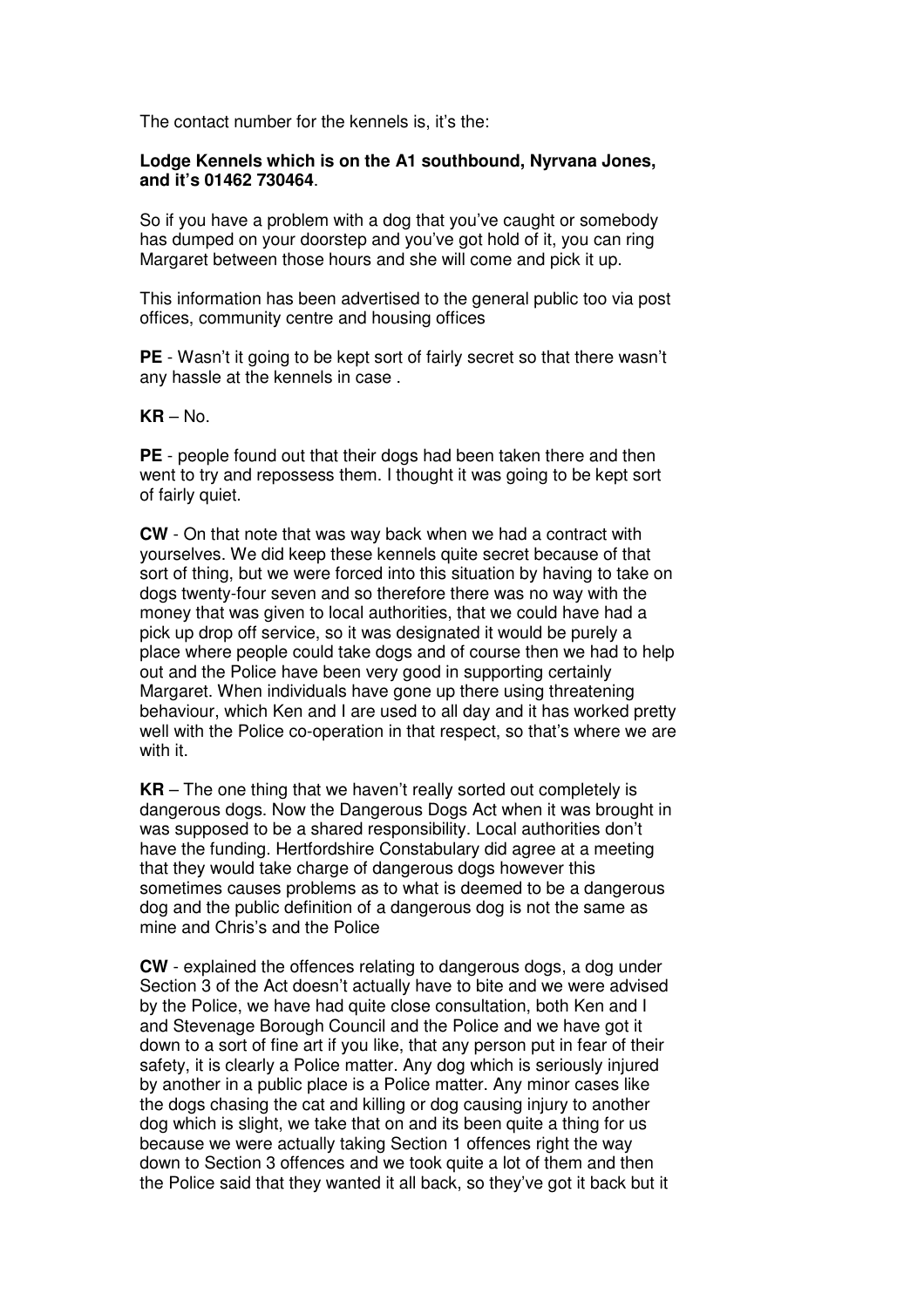The contact number for the kennels is, it's the:

**Lodge Kennels which is on the A1 southbound, Nyrvana Jones, and it's 01462 730464**.

So if you have a problem with a dog that you've caught or somebody has dumped on your doorstep and you've got hold of it, you can ring Margaret between those hours and she will come and pick it up.

This information has been advertised to the general public too via post offices, community centre and housing offices

**PE** - Wasn't it going to be kept sort of fairly secret so that there wasn't any hassle at the kennels in case .

**KR** – No.

**PE** - people found out that their dogs had been taken there and then went to try and repossess them. I thought it was going to be kept sort of fairly quiet.

**CW** - On that note that was way back when we had a contract with yourselves. We did keep these kennels quite secret because of that sort of thing, but we were forced into this situation by having to take on dogs twenty-four seven and so therefore there was no way with the money that was given to local authorities, that we could have had a pick up drop off service, so it was designated it would be purely a place where people could take dogs and of course then we had to help out and the Police have been very good in supporting certainly Margaret. When individuals have gone up there using threatening behaviour, which Ken and I are used to all day and it has worked pretty well with the Police co-operation in that respect, so that's where we are with it.

**KR** – The one thing that we haven't really sorted out completely is dangerous dogs. Now the Dangerous Dogs Act when it was brought in was supposed to be a shared responsibility. Local authorities don't have the funding. Hertfordshire Constabulary did agree at a meeting that they would take charge of dangerous dogs however this sometimes causes problems as to what is deemed to be a dangerous dog and the public definition of a dangerous dog is not the same as mine and Chris's and the Police

**CW** - explained the offences relating to dangerous dogs, a dog under Section 3 of the Act doesn't actually have to bite and we were advised by the Police, we have had quite close consultation, both Ken and I and Stevenage Borough Council and the Police and we have got it down to a sort of fine art if you like, that any person put in fear of their safety, it is clearly a Police matter. Any dog which is seriously injured by another in a public place is a Police matter. Any minor cases like the dogs chasing the cat and killing or dog causing injury to another dog which is slight, we take that on and its been quite a thing for us because we were actually taking Section 1 offences right the way down to Section 3 offences and we took quite a lot of them and then the Police said that they wanted it all back, so they've got it back but it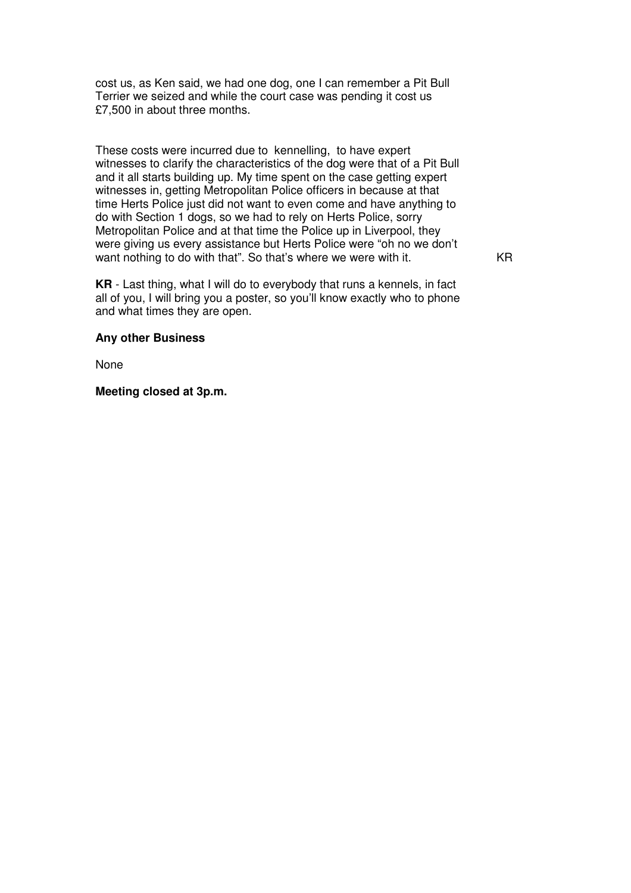cost us, as Ken said, we had one dog, one I can remember a Pit Bull Terrier we seized and while the court case was pending it cost us £7,500 in about three months.

These costs were incurred due to kennelling, to have expert witnesses to clarify the characteristics of the dog were that of a Pit Bull and it all starts building up. My time spent on the case getting expert witnesses in, getting Metropolitan Police officers in because at that time Herts Police just did not want to even come and have anything to do with Section 1 dogs, so we had to rely on Herts Police, sorry Metropolitan Police and at that time the Police up in Liverpool, they were giving us every assistance but Herts Police were "oh no we don't want nothing to do with that". So that's where we were with it. KR

**KR** - Last thing, what I will do to everybody that runs a kennels, in fact all of you, I will bring you a poster, so you'll know exactly who to phone and what times they are open.

**Any other Business**

None

**Meeting closed at 3p.m.**